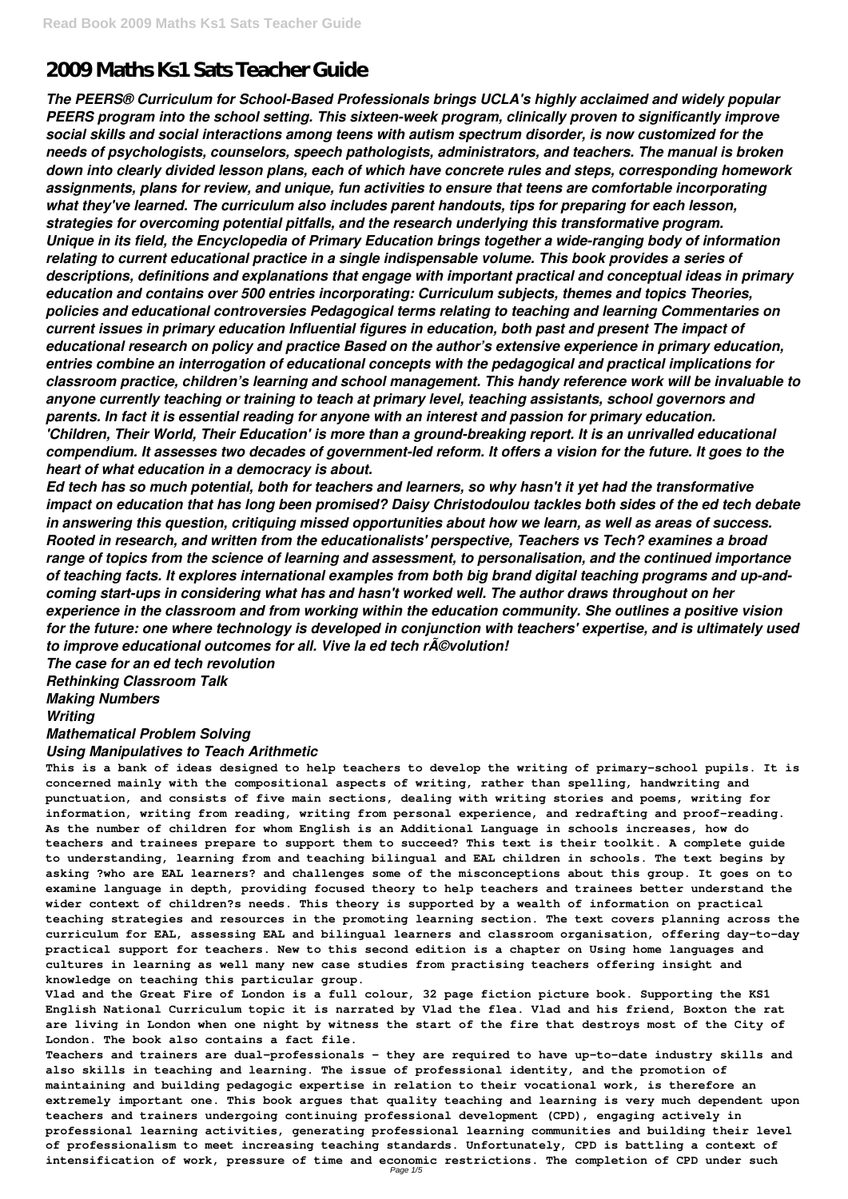# 2009 Maths Ks1 Sats Teacher Guide

***The PEERS® Curriculum for School-Based Professionals brings UCLA's highly acclaimed and widely popular PEERS program into the school setting. This sixteen-week program, clinically proven to significantly improve social skills and social interactions among teens with autism spectrum disorder, is now customized for the needs of psychologists, counselors, speech pathologists, administrators, and teachers. The manual is broken down into clearly divided lesson plans, each of which have concrete rules and steps, corresponding homework assignments, plans for review, and unique, fun activities to ensure that teens are comfortable incorporating what they've learned. The curriculum also includes parent handouts, tips for preparing for each lesson, strategies for overcoming potential pitfalls, and the research underlying this transformative program.***

***Unique in its field, the Encyclopedia of Primary Education brings together a wide-ranging body of information relating to current educational practice in a single indispensable volume. This book provides a series of descriptions, definitions and explanations that engage with important practical and conceptual ideas in primary education and contains over 500 entries incorporating: Curriculum subjects, themes and topics Theories, policies and educational controversies Pedagogical terms relating to teaching and learning Commentaries on current issues in primary education Influential figures in education, both past and present The impact of educational research on policy and practice Based on the author's extensive experience in primary education, entries combine an interrogation of educational concepts with the pedagogical and practical implications for classroom practice, children's learning and school management. This handy reference work will be invaluable to anyone currently teaching or training to teach at primary level, teaching assistants, school governors and parents. In fact it is essential reading for anyone with an interest and passion for primary education.***

***'Children, Their World, Their Education' is more than a ground-breaking report. It is an unrivalled educational compendium. It assesses two decades of government-led reform. It offers a vision for the future. It goes to the heart of what education in a democracy is about.***

***Ed tech has so much potential, both for teachers and learners, so why hasn't it yet had the transformative impact on education that has long been promised? Daisy Christodoulou tackles both sides of the ed tech debate in answering this question, critiquing missed opportunities about how we learn, as well as areas of success. Rooted in research, and written from the educationalists' perspective, Teachers vs Tech? examines a broad range of topics from the science of learning and assessment, to personalisation, and the continued importance of teaching facts. It explores international examples from both big brand digital teaching programs and up-and-coming start-ups in considering what has and hasn't worked well. The author draws throughout on her experience in the classroom and from working within the education community. She outlines a positive vision for the future: one where technology is developed in conjunction with teachers' expertise, and is ultimately used to improve educational outcomes for all. Vive la ed tech rÃ©volution!***

***The case for an ed tech revolution***

***Rethinking Classroom Talk***

***Making Numbers***

***Writing***

***Mathematical Problem Solving***

***Using Manipulatives to Teach Arithmetic***

**This is a bank of ideas designed to help teachers to develop the writing of primary-school pupils. It is concerned mainly with the compositional aspects of writing, rather than spelling, handwriting and punctuation, and consists of five main sections, dealing with writing stories and poems, writing for information, writing from reading, writing from personal experience, and redrafting and proof-reading.**

**As the number of children for whom English is an Additional Language in schools increases, how do teachers and trainees prepare to support them to succeed? This text is their toolkit. A complete guide to understanding, learning from and teaching bilingual and EAL children in schools. The text begins by asking ?who are EAL learners? and challenges some of the misconceptions about this group. It goes on to examine language in depth, providing focused theory to help teachers and trainees better understand the wider context of children?s needs. This theory is supported by a wealth of information on practical teaching strategies and resources in the promoting learning section. The text covers planning across the curriculum for EAL, assessing EAL and bilingual learners and classroom organisation, offering day-to-day practical support for teachers. New to this second edition is a chapter on Using home languages and cultures in learning as well many new case studies from practising teachers offering insight and knowledge on teaching this particular group.**

**Vlad and the Great Fire of London is a full colour, 32 page fiction picture book. Supporting the KS1 English National Curriculum topic it is narrated by Vlad the flea. Vlad and his friend, Boxton the rat are living in London when one night by witness the start of the fire that destroys most of the City of London. The book also contains a fact file.**

**Teachers and trainers are dual-professionals - they are required to have up-to-date industry skills and also skills in teaching and learning. The issue of professional identity, and the promotion of maintaining and building pedagogic expertise in relation to their vocational work, is therefore an extremely important one. This book argues that quality teaching and learning is very much dependent upon teachers and trainers undergoing continuing professional development (CPD), engaging actively in professional learning activities, generating professional learning communities and building their level of professionalism to meet increasing teaching standards. Unfortunately, CPD is battling a context of intensification of work, pressure of time and economic restrictions. The completion of CPD under such**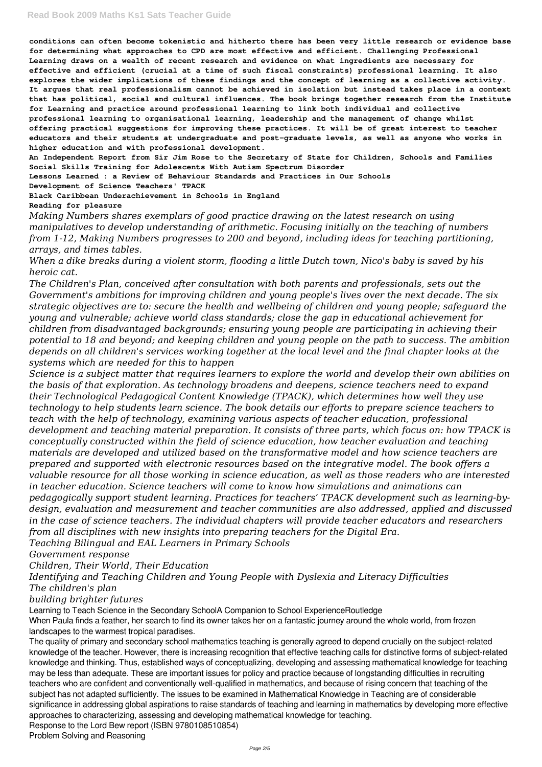**conditions can often become tokenistic and hitherto there has been very little research or evidence base for determining what approaches to CPD are most effective and efficient. Challenging Professional Learning draws on a wealth of recent research and evidence on what ingredients are necessary for effective and efficient (crucial at a time of such fiscal constraints) professional learning. It also explores the wider implications of these findings and the concept of learning as a collective activity. It argues that real professionalism cannot be achieved in isolation but instead takes place in a context that has political, social and cultural influences. The book brings together research from the Institute for Learning and practice around professional learning to link both individual and collective professional learning to organisational learning, leadership and the management of change whilst offering practical suggestions for improving these practices. It will be of great interest to teacher educators and their students at undergraduate and post-graduate levels, as well as anyone who works in higher education and with professional development.**

**An Independent Report from Sir Jim Rose to the Secretary of State for Children, Schools and Families**

**Social Skills Training for Adolescents With Autism Spectrum Disorder**

**Lessons Learned : a Review of Behaviour Standards and Practices in Our Schools**

**Development of Science Teachers' TPACK**

**Black Caribbean Underachievement in Schools in England**

**Reading for pleasure**

*Making Numbers shares exemplars of good practice drawing on the latest research on using manipulatives to develop understanding of arithmetic. Focusing initially on the teaching of numbers from 1-12, Making Numbers progresses to 200 and beyond, including ideas for teaching partitioning, arrays, and times tables.*

*When a dike breaks during a violent storm, flooding a little Dutch town, Nico's baby is saved by his heroic cat.*

*The Children's Plan, conceived after consultation with both parents and professionals, sets out the Government's ambitions for improving children and young people's lives over the next decade. The six strategic objectives are to: secure the health and wellbeing of children and young people; safeguard the young and vulnerable; achieve world class standards; close the gap in educational achievement for children from disadvantaged backgrounds; ensuring young people are participating in achieving their potential to 18 and beyond; and keeping children and young people on the path to success. The ambition depends on all children's services working together at the local level and the final chapter looks at the systems which are needed for this to happen*

*Science is a subject matter that requires learners to explore the world and develop their own abilities on the basis of that exploration. As technology broadens and deepens, science teachers need to expand their Technological Pedagogical Content Knowledge (TPACK), which determines how well they use technology to help students learn science. The book details our efforts to prepare science teachers to teach with the help of technology, examining various aspects of teacher education, professional development and teaching material preparation. It consists of three parts, which focus on: how TPACK is conceptually constructed within the field of science education, how teacher evaluation and teaching materials are developed and utilized based on the transformative model and how science teachers are prepared and supported with electronic resources based on the integrative model. The book offers a valuable resource for all those working in science education, as well as those readers who are interested in teacher education. Science teachers will come to know how simulations and animations can pedagogically support student learning. Practices for teachers' TPACK development such as learning-by-design, evaluation and measurement and teacher communities are also addressed, applied and discussed in the case of science teachers. The individual chapters will provide teacher educators and researchers from all disciplines with new insights into preparing teachers for the Digital Era.*

*Teaching Bilingual and EAL Learners in Primary Schools*

*Government response*

*Children, Their World, Their Education*

*Identifying and Teaching Children and Young People with Dyslexia and Literacy Difficulties*

*The children's plan*

*building brighter futures*

Learning to Teach Science in the Secondary SchoolA Companion to School ExperienceRoutledge

When Paula finds a feather, her search to find its owner takes her on a fantastic journey around the whole world, from frozen landscapes to the warmest tropical paradises.

The quality of primary and secondary school mathematics teaching is generally agreed to depend crucially on the subject-related knowledge of the teacher. However, there is increasing recognition that effective teaching calls for distinctive forms of subject-related knowledge and thinking. Thus, established ways of conceptualizing, developing and assessing mathematical knowledge for teaching may be less than adequate. These are important issues for policy and practice because of longstanding difficulties in recruiting teachers who are confident and conventionally well-qualified in mathematics, and because of rising concern that teaching of the subject has not adapted sufficiently. The issues to be examined in Mathematical Knowledge in Teaching are of considerable significance in addressing global aspirations to raise standards of teaching and learning in mathematics by developing more effective approaches to characterizing, assessing and developing mathematical knowledge for teaching.

Response to the Lord Bew report (ISBN 9780108510854)

Problem Solving and Reasoning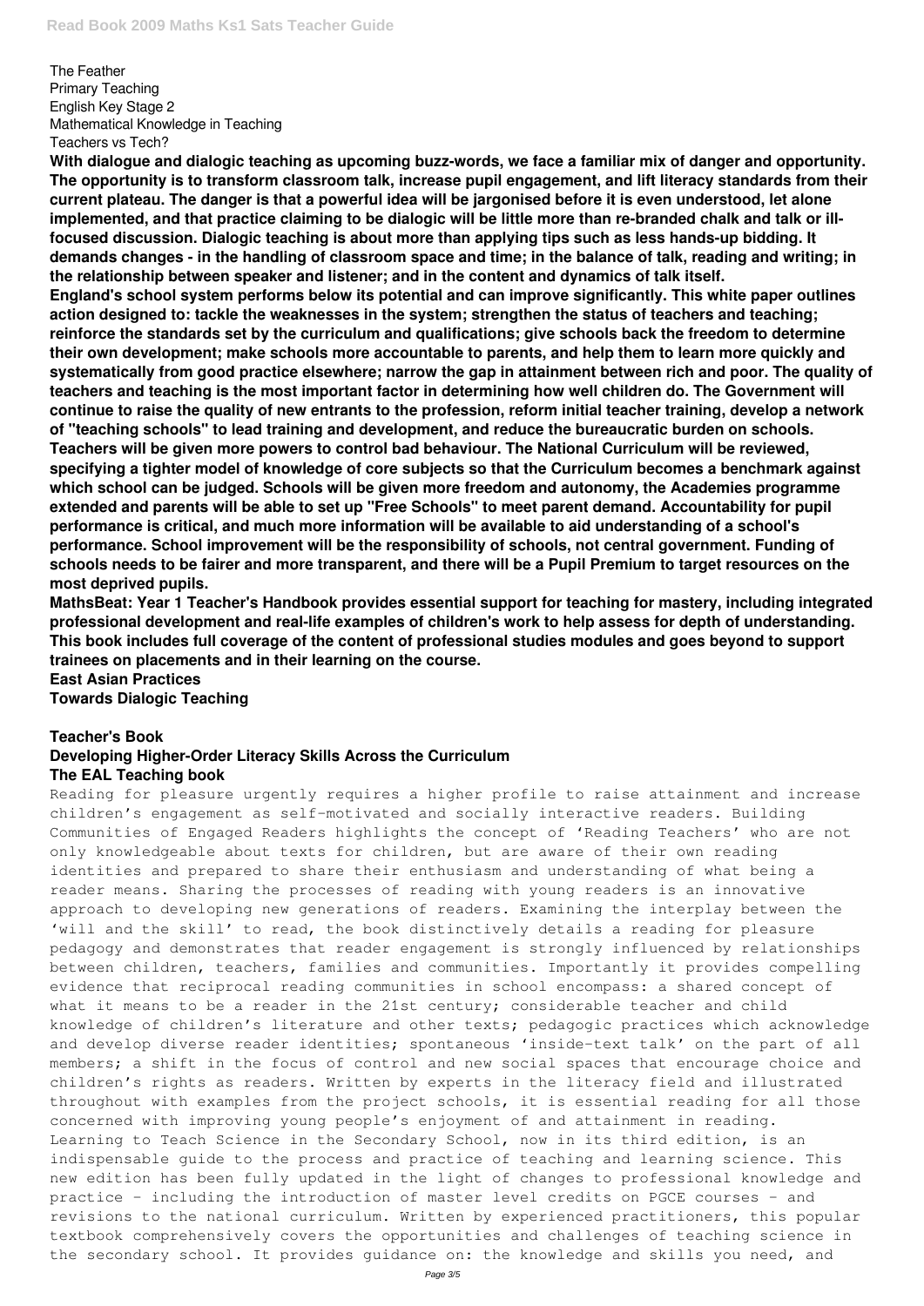The Feather
Primary Teaching
English Key Stage 2
Mathematical Knowledge in Teaching
Teachers vs Tech?

**With dialogue and dialogic teaching as upcoming buzz-words, we face a familiar mix of danger and opportunity. The opportunity is to transform classroom talk, increase pupil engagement, and lift literacy standards from their current plateau. The danger is that a powerful idea will be jargonised before it is even understood, let alone implemented, and that practice claiming to be dialogic will be little more than re-branded chalk and talk or ill-focused discussion. Dialogic teaching is about more than applying tips such as less hands-up bidding. It demands changes - in the handling of classroom space and time; in the balance of talk, reading and writing; in the relationship between speaker and listener; and in the content and dynamics of talk itself.**

**England's school system performs below its potential and can improve significantly. This white paper outlines action designed to: tackle the weaknesses in the system; strengthen the status of teachers and teaching; reinforce the standards set by the curriculum and qualifications; give schools back the freedom to determine their own development; make schools more accountable to parents, and help them to learn more quickly and systematically from good practice elsewhere; narrow the gap in attainment between rich and poor. The quality of teachers and teaching is the most important factor in determining how well children do. The Government will continue to raise the quality of new entrants to the profession, reform initial teacher training, develop a network of "teaching schools" to lead training and development, and reduce the bureaucratic burden on schools. Teachers will be given more powers to control bad behaviour. The National Curriculum will be reviewed, specifying a tighter model of knowledge of core subjects so that the Curriculum becomes a benchmark against which school can be judged. Schools will be given more freedom and autonomy, the Academies programme extended and parents will be able to set up "Free Schools" to meet parent demand. Accountability for pupil performance is critical, and much more information will be available to aid understanding of a school's performance. School improvement will be the responsibility of schools, not central government. Funding of schools needs to be fairer and more transparent, and there will be a Pupil Premium to target resources on the most deprived pupils.**

**MathsBeat: Year 1 Teacher's Handbook provides essential support for teaching for mastery, including integrated professional development and real-life examples of children's work to help assess for depth of understanding. This book includes full coverage of the content of professional studies modules and goes beyond to support trainees on placements and in their learning on the course.**

**East Asian Practices**
**Towards Dialogic Teaching**

**Teacher's Book**
**Developing Higher-Order Literacy Skills Across the Curriculum**
**The EAL Teaching book**

Reading for pleasure urgently requires a higher profile to raise attainment and increase children's engagement as self-motivated and socially interactive readers. Building Communities of Engaged Readers highlights the concept of 'Reading Teachers' who are not only knowledgeable about texts for children, but are aware of their own reading identities and prepared to share their enthusiasm and understanding of what being a reader means. Sharing the processes of reading with young readers is an innovative approach to developing new generations of readers. Examining the interplay between the 'will and the skill' to read, the book distinctively details a reading for pleasure pedagogy and demonstrates that reader engagement is strongly influenced by relationships between children, teachers, families and communities. Importantly it provides compelling evidence that reciprocal reading communities in school encompass: a shared concept of what it means to be a reader in the 21st century; considerable teacher and child knowledge of children's literature and other texts; pedagogic practices which acknowledge and develop diverse reader identities; spontaneous 'inside-text talk' on the part of all members; a shift in the focus of control and new social spaces that encourage choice and children's rights as readers. Written by experts in the literacy field and illustrated throughout with examples from the project schools, it is essential reading for all those concerned with improving young people's enjoyment of and attainment in reading.

Learning to Teach Science in the Secondary School, now in its third edition, is an indispensable guide to the process and practice of teaching and learning science. This new edition has been fully updated in the light of changes to professional knowledge and practice - including the introduction of master level credits on PGCE courses - and revisions to the national curriculum. Written by experienced practitioners, this popular textbook comprehensively covers the opportunities and challenges of teaching science in the secondary school. It provides guidance on: the knowledge and skills you need, and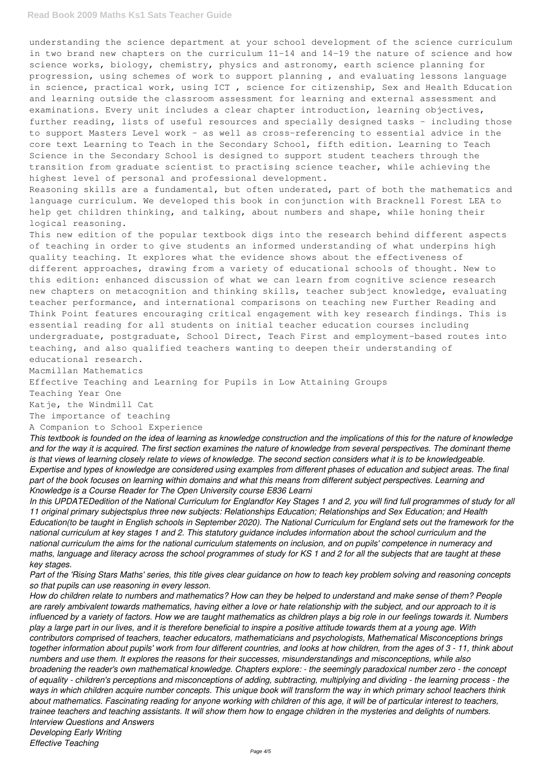understanding the science department at your school development of the science curriculum in two brand new chapters on the curriculum 11-14 and 14-19 the nature of science and how science works, biology, chemistry, physics and astronomy, earth science planning for progression, using schemes of work to support planning , and evaluating lessons language in science, practical work, using ICT , science for citizenship, Sex and Health Education and learning outside the classroom assessment for learning and external assessment and examinations. Every unit includes a clear chapter introduction, learning objectives, further reading, lists of useful resources and specially designed tasks – including those to support Masters Level work – as well as cross-referencing to essential advice in the core text Learning to Teach in the Secondary School, fifth edition. Learning to Teach Science in the Secondary School is designed to support student teachers through the transition from graduate scientist to practising science teacher, while achieving the highest level of personal and professional development.

Reasoning skills are a fundamental, but often underated, part of both the mathematics and language curriculum. We developed this book in conjunction with Bracknell Forest LEA to help get children thinking, and talking, about numbers and shape, while honing their logical reasoning.

This new edition of the popular textbook digs into the research behind different aspects of teaching in order to give students an informed understanding of what underpins high quality teaching. It explores what the evidence shows about the effectiveness of different approaches, drawing from a variety of educational schools of thought. New to this edition: enhanced discussion of what we can learn from cognitive science research new chapters on metacognition and thinking skills, teacher subject knowledge, evaluating teacher performance, and international comparisons on teaching new Further Reading and Think Point features encouraging critical engagement with key research findings. This is essential reading for all students on initial teacher education courses including undergraduate, postgraduate, School Direct, Teach First and employment-based routes into teaching, and also qualified teachers wanting to deepen their understanding of educational research.

Macmillan Mathematics

Effective Teaching and Learning for Pupils in Low Attaining Groups

Teaching Year One

Katje, the Windmill Cat

The importance of teaching

A Companion to School Experience

*This textbook is founded on the idea of learning as knowledge construction and the implications of this for the nature of knowledge and for the way it is acquired. The first section examines the nature of knowledge from several perspectives. The dominant theme is that views of learning closely relate to views of knowledge. The second section considers what it is to be knowledgeable. Expertise and types of knowledge are considered using examples from different phases of education and subject areas. The final part of the book focuses on learning within domains and what this means from different subject perspectives. Learning and Knowledge is a Course Reader for The Open University course E836 Learni*

*In this UPDATEDedition of the National Curriculum for Englandfor Key Stages 1 and 2, you will find full programmes of study for all 11 original primary subjectsplus three new subjects: Relationships Education; Relationships and Sex Education; and Health Education(to be taught in English schools in September 2020). The National Curriculum for England sets out the framework for the national curriculum at key stages 1 and 2. This statutory guidance includes information about the school curriculum and the national curriculum the aims for the national curriculum statements on inclusion, and on pupils' competence in numeracy and maths, language and literacy across the school programmes of study for KS 1 and 2 for all the subjects that are taught at these key stages.*

*Part of the 'Rising Stars Maths' series, this title gives clear guidance on how to teach key problem solving and reasoning concepts so that pupils can use reasoning in every lesson.*

*How do children relate to numbers and mathematics? How can they be helped to understand and make sense of them? People are rarely ambivalent towards mathematics, having either a love or hate relationship with the subject, and our approach to it is influenced by a variety of factors. How we are taught mathematics as children plays a big role in our feelings towards it. Numbers play a large part in our lives, and it is therefore beneficial to inspire a positive attitude towards them at a young age. With contributors comprised of teachers, teacher educators, mathematicians and psychologists, Mathematical Misconceptions brings together information about pupils' work from four different countries, and looks at how children, from the ages of 3 - 11, think about numbers and use them. It explores the reasons for their successes, misunderstandings and misconceptions, while also broadening the reader's own mathematical knowledge. Chapters explore: - the seemingly paradoxical number zero - the concept of equality - children's perceptions and misconceptions of adding, subtracting, multiplying and dividing - the learning process - the ways in which children acquire number concepts. This unique book will transform the way in which primary school teachers think about mathematics. Fascinating reading for anyone working with children of this age, it will be of particular interest to teachers, trainee teachers and teaching assistants. It will show them how to engage children in the mysteries and delights of numbers.*

*Interview Questions and Answers*

*Developing Early Writing*

*Effective Teaching*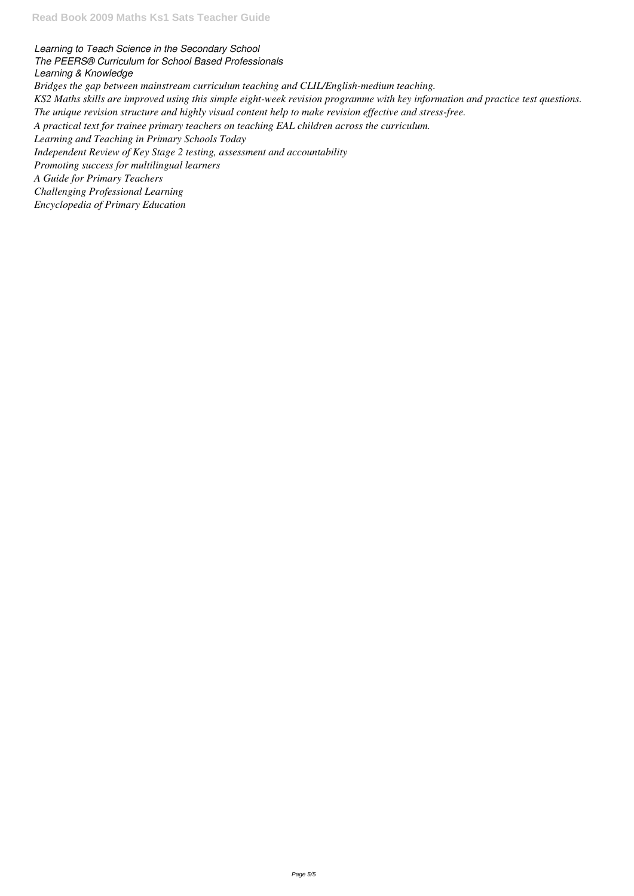*Learning to Teach Science in the Secondary School*
*The PEERS® Curriculum for School Based Professionals*
*Learning & Knowledge*
*Bridges the gap between mainstream curriculum teaching and CLIL/English-medium teaching.*
*KS2 Maths skills are improved using this simple eight-week revision programme with key information and practice test questions.*
*The unique revision structure and highly visual content help to make revision effective and stress-free.*
*A practical text for trainee primary teachers on teaching EAL children across the curriculum.*
*Learning and Teaching in Primary Schools Today*
*Independent Review of Key Stage 2 testing, assessment and accountability*
*Promoting success for multilingual learners*
*A Guide for Primary Teachers*
*Challenging Professional Learning*
*Encyclopedia of Primary Education*